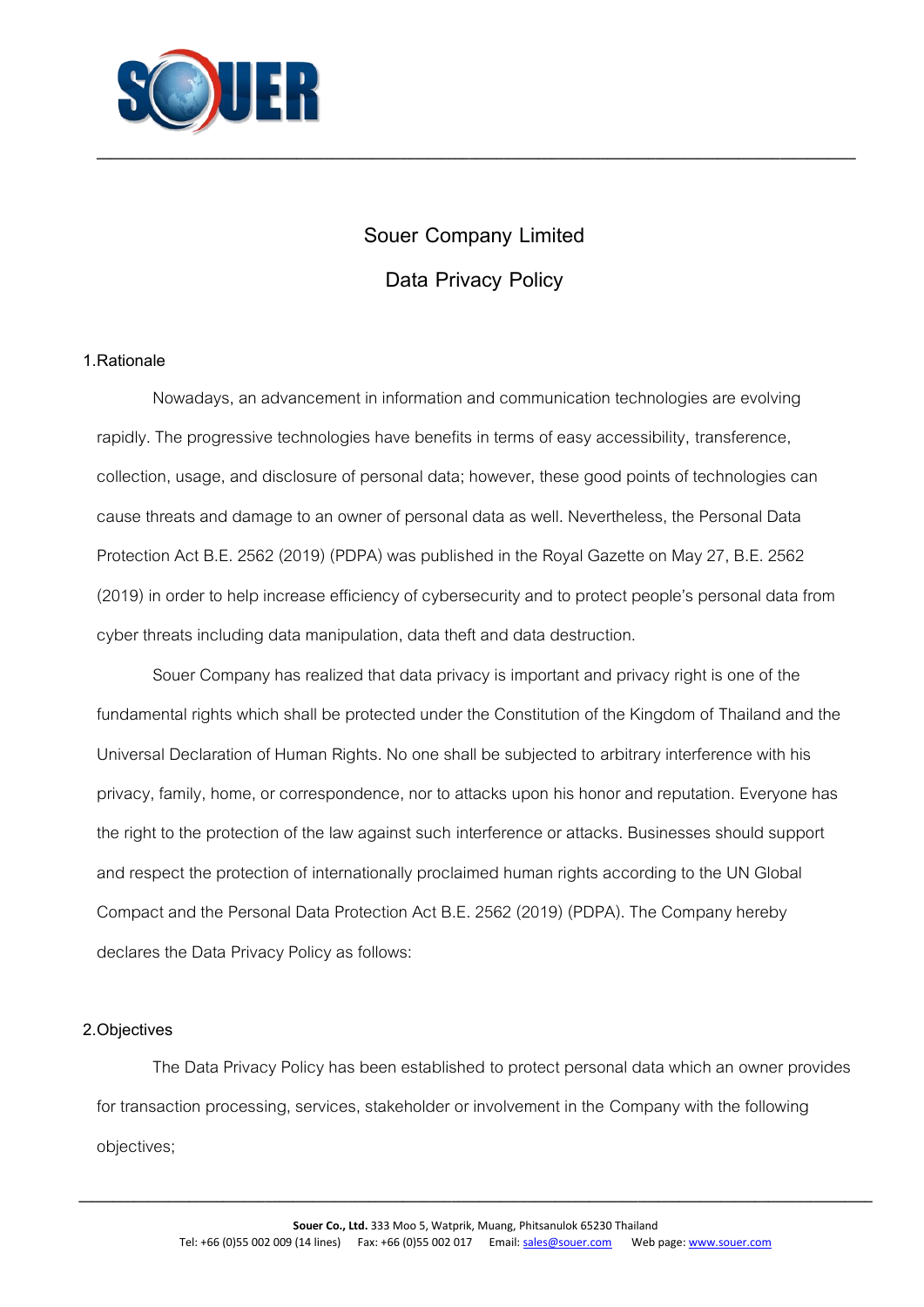# Souer Company Limited

# Data Privacy Policy

## 1.Rationale

Nowadays, an advancement in information and communication technologies are evolving rapidly. The progressive technologies have benefits in terms of easy accessibility, transference, collection, usage, and disclosure of personal data; however, these good points of technologies can cause threats and damage to an owner of personal data as well. Nevertheless, the Personal Data Protection Act B.E. 2562 (2019) (PDPA) was published in the Royal Gazette on May 27, B.E. 2562 (2019) in order to help increase efficiency of cybersecurity and to protect people's personal data from cyber threats including data manipulation, data theft and data destruction.

Souer Company has realized that data privacy is important and privacy right is one of the fundamental rights which shall be protected under the Constitution of the Kingdom of Thailand and the Universal Declaration of Human Rights. No one shall be subjected to arbitrary interference with his privacy, family, home, or correspondence, nor to attacks upon his honor and reputation. Everyone has the right to the protection of the law against such interference or attacks. Businesses should support and respect the protection of internationally proclaimed human rights according to the UN Global Compact and the Personal Data Protection Act B.E. 2562 (2019) (PDPA). The Company hereby declares the Data Privacy Policy as follows:

## 2.Objectives

The Data Privacy Policy has been established to protect personal data which an owner provides for transaction processing, services, stakeholder or involvement in the Company with the following objectives;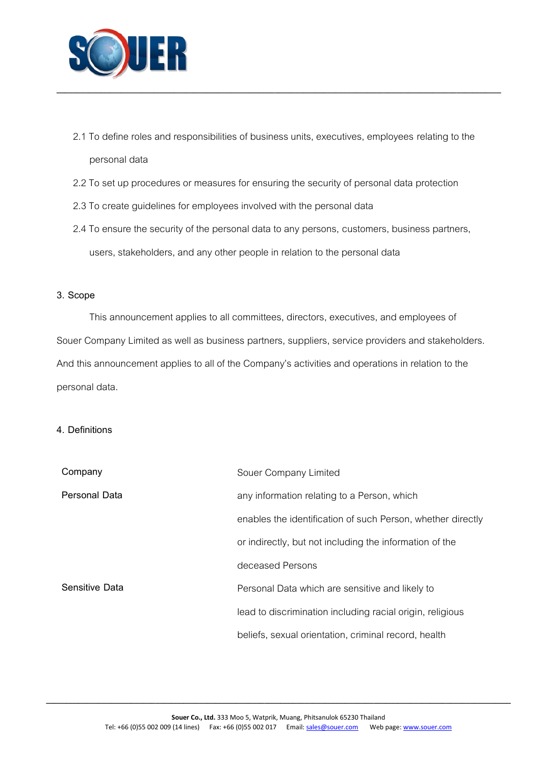2.1 To define roles and responsibilities of business units, executives, employees relating to the personal data

2.2 To set up procedures or measures for ensuring the security of personal data protection

2.3 To create guidelines for employees involved with the personal data

2.4 To ensure the security of the personal data to any persons, customers, business partners, users, stakeholders, and any other people in relation to the personal data

3. Scope

This announcement applies to all committees, directors, executives, and employees of Souer Company Limited as well as business partners, suppliers, service providers and stakeholders. And this announcement applies to all of the Company's activities and operations in relation to the personal data.

4. Definitions

| | |
|---|---|
| Company | Souer Company Limited |
| Personal Data | any information relating to a Person, which enables the identification of such Person, whether directly or indirectly, but not including the information of the deceased Persons |
| Sensitive Data | Personal Data which are sensitive and likely to lead to discrimination including racial origin, religious beliefs, sexual orientation, criminal record, health |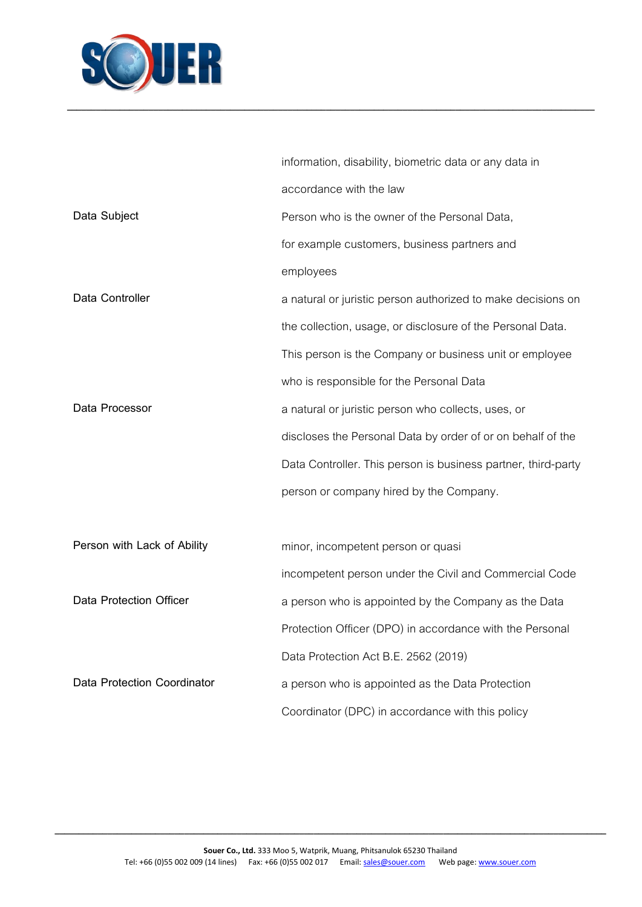| | |
|---|---|
| | information, disability, biometric data or any data in accordance with the law |
| Data Subject | Person who is the owner of the Personal Data, for example customers, business partners and employees |
| Data Controller | a natural or juristic person authorized to make decisions on the collection, usage, or disclosure of the Personal Data. This person is the Company or business unit or employee who is responsible for the Personal Data |
| Data Processor | a natural or juristic person who collects, uses, or discloses the Personal Data by order of or on behalf of the Data Controller. This person is business partner, third-party person or company hired by the Company. |
| Person with Lack of Ability | minor, incompetent person or quasi incompetent person under the Civil and Commercial Code |
| Data Protection Officer | a person who is appointed by the Company as the Data Protection Officer (DPO) in accordance with the Personal Data Protection Act B.E. 2562 (2019) |
| Data Protection Coordinator | a person who is appointed as the Data Protection Coordinator (DPC) in accordance with this policy |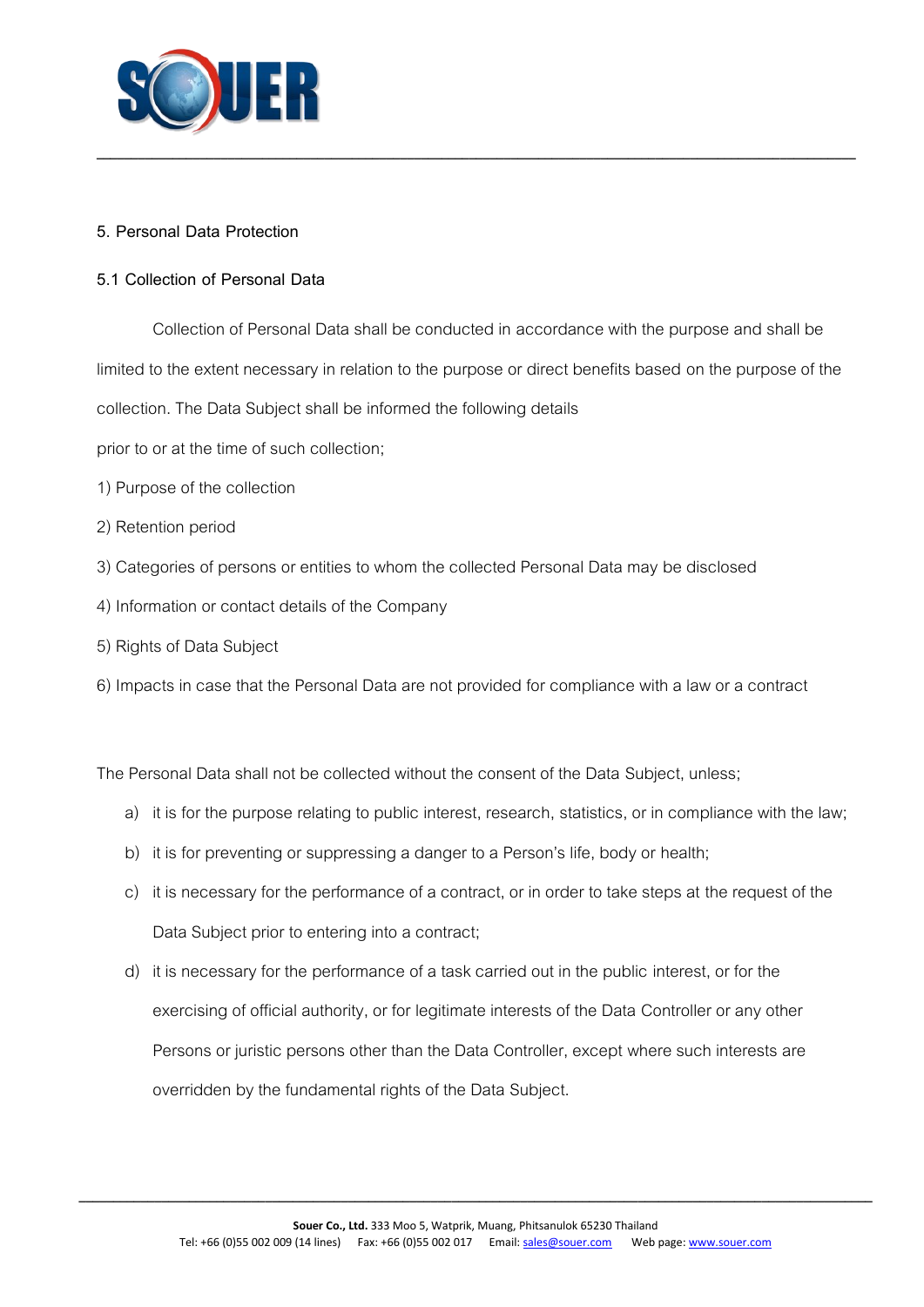## 5. Personal Data Protection

### 5.1 Collection of Personal Data

Collection of Personal Data shall be conducted in accordance with the purpose and shall be limited to the extent necessary in relation to the purpose or direct benefits based on the purpose of the collection. The Data Subject shall be informed the following details prior to or at the time of such collection;

1) Purpose of the collection

2) Retention period

3) Categories of persons or entities to whom the collected Personal Data may be disclosed

4) Information or contact details of the Company

5) Rights of Data Subject

6) Impacts in case that the Personal Data are not provided for compliance with a law or a contract

The Personal Data shall not be collected without the consent of the Data Subject, unless;

a) it is for the purpose relating to public interest, research, statistics, or in compliance with the law;
b) it is for preventing or suppressing a danger to a Person's life, body or health;
c) it is necessary for the performance of a contract, or in order to take steps at the request of the Data Subject prior to entering into a contract;
d) it is necessary for the performance of a task carried out in the public interest, or for the exercising of official authority, or for legitimate interests of the Data Controller or any other Persons or juristic persons other than the Data Controller, except where such interests are overridden by the fundamental rights of the Data Subject.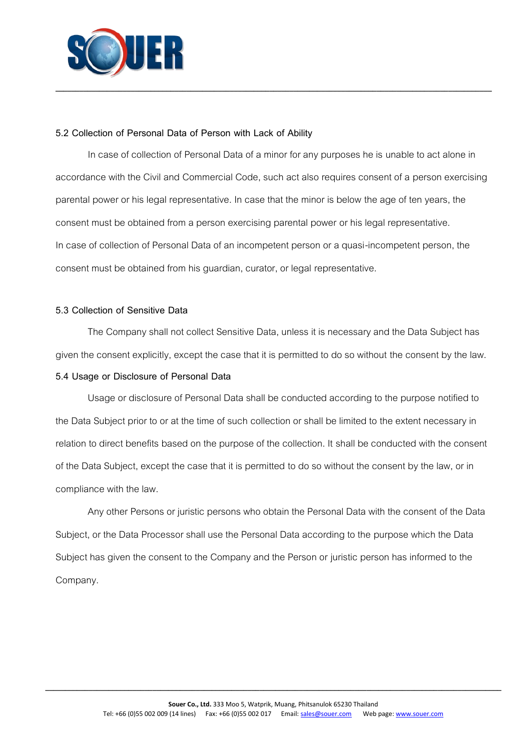### 5.2 Collection of Personal Data of Person with Lack of Ability

In case of collection of Personal Data of a minor for any purposes he is unable to act alone in accordance with the Civil and Commercial Code, such act also requires consent of a person exercising parental power or his legal representative. In case that the minor is below the age of ten years, the consent must be obtained from a person exercising parental power or his legal representative. In case of collection of Personal Data of an incompetent person or a quasi-incompetent person, the consent must be obtained from his guardian, curator, or legal representative.

### 5.3 Collection of Sensitive Data

The Company shall not collect Sensitive Data, unless it is necessary and the Data Subject has given the consent explicitly, except the case that it is permitted to do so without the consent by the law.

### 5.4 Usage or Disclosure of Personal Data

Usage or disclosure of Personal Data shall be conducted according to the purpose notified to the Data Subject prior to or at the time of such collection or shall be limited to the extent necessary in relation to direct benefits based on the purpose of the collection. It shall be conducted with the consent of the Data Subject, except the case that it is permitted to do so without the consent by the law, or in compliance with the law.

Any other Persons or juristic persons who obtain the Personal Data with the consent of the Data Subject, or the Data Processor shall use the Personal Data according to the purpose which the Data Subject has given the consent to the Company and the Person or juristic person has informed to the Company.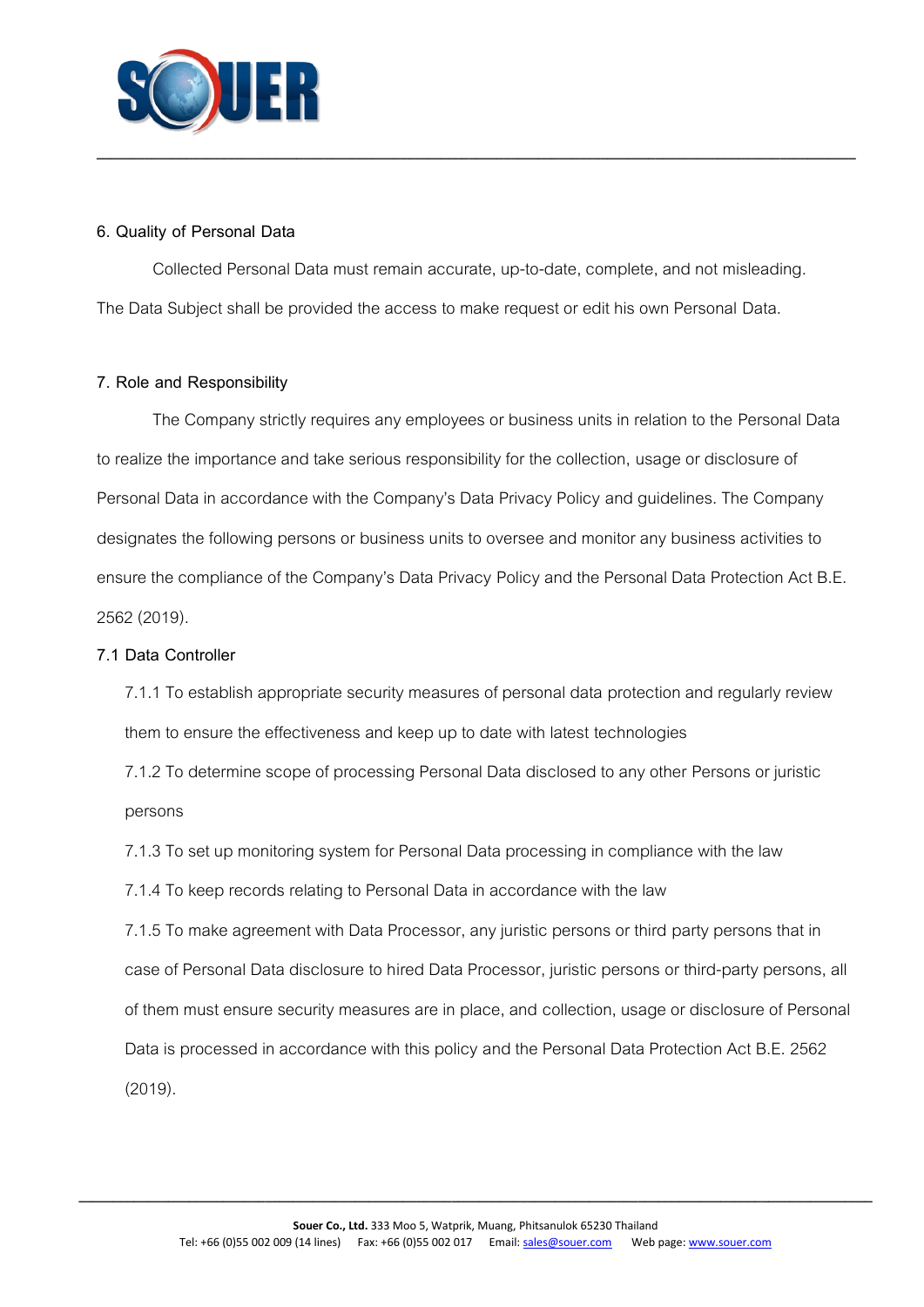## 6. Quality of Personal Data

Collected Personal Data must remain accurate, up-to-date, complete, and not misleading. The Data Subject shall be provided the access to make request or edit his own Personal Data.

## 7. Role and Responsibility

The Company strictly requires any employees or business units in relation to the Personal Data to realize the importance and take serious responsibility for the collection, usage or disclosure of Personal Data in accordance with the Company's Data Privacy Policy and guidelines. The Company designates the following persons or business units to oversee and monitor any business activities to ensure the compliance of the Company's Data Privacy Policy and the Personal Data Protection Act B.E. 2562 (2019).

### 7.1 Data Controller

7.1.1 To establish appropriate security measures of personal data protection and regularly review them to ensure the effectiveness and keep up to date with latest technologies

7.1.2 To determine scope of processing Personal Data disclosed to any other Persons or juristic persons

7.1.3 To set up monitoring system for Personal Data processing in compliance with the law

7.1.4 To keep records relating to Personal Data in accordance with the law

7.1.5 To make agreement with Data Processor, any juristic persons or third party persons that in case of Personal Data disclosure to hired Data Processor, juristic persons or third-party persons, all of them must ensure security measures are in place, and collection, usage or disclosure of Personal Data is processed in accordance with this policy and the Personal Data Protection Act B.E. 2562 (2019).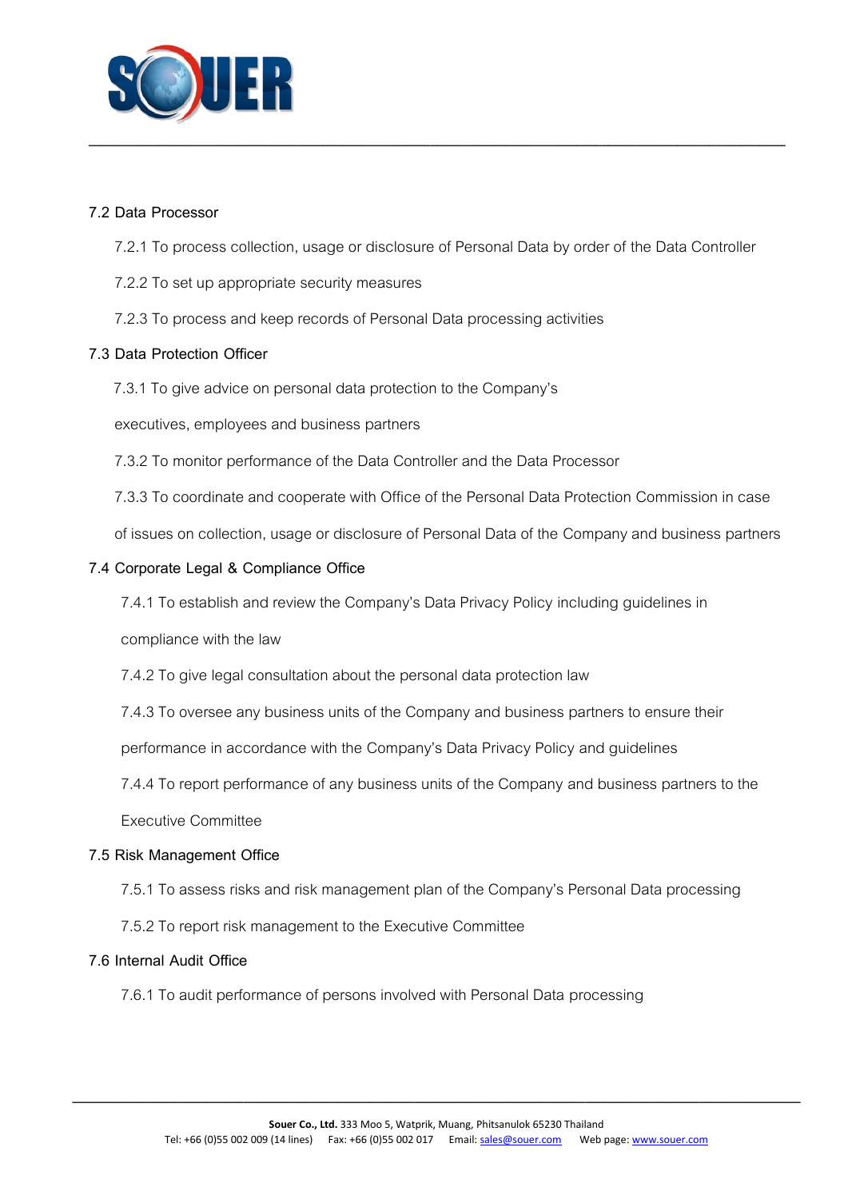7.2 Data Processor

7.2.1 To process collection, usage or disclosure of Personal Data by order of the Data Controller

7.2.2 To set up appropriate security measures

7.2.3 To process and keep records of Personal Data processing activities

7.3 Data Protection Officer

7.3.1 To give advice on personal data protection to the Company's executives, employees and business partners

7.3.2 To monitor performance of the Data Controller and the Data Processor

7.3.3 To coordinate and cooperate with Office of the Personal Data Protection Commission in case of issues on collection, usage or disclosure of Personal Data of the Company and business partners

7.4 Corporate Legal & Compliance Office

7.4.1 To establish and review the Company's Data Privacy Policy including guidelines in compliance with the law

7.4.2 To give legal consultation about the personal data protection law

7.4.3 To oversee any business units of the Company and business partners to ensure their performance in accordance with the Company's Data Privacy Policy and guidelines

7.4.4 To report performance of any business units of the Company and business partners to the Executive Committee

7.5 Risk Management Office

7.5.1 To assess risks and risk management plan of the Company's Personal Data processing

7.5.2 To report risk management to the Executive Committee

7.6 Internal Audit Office

7.6.1 To audit performance of persons involved with Personal Data processing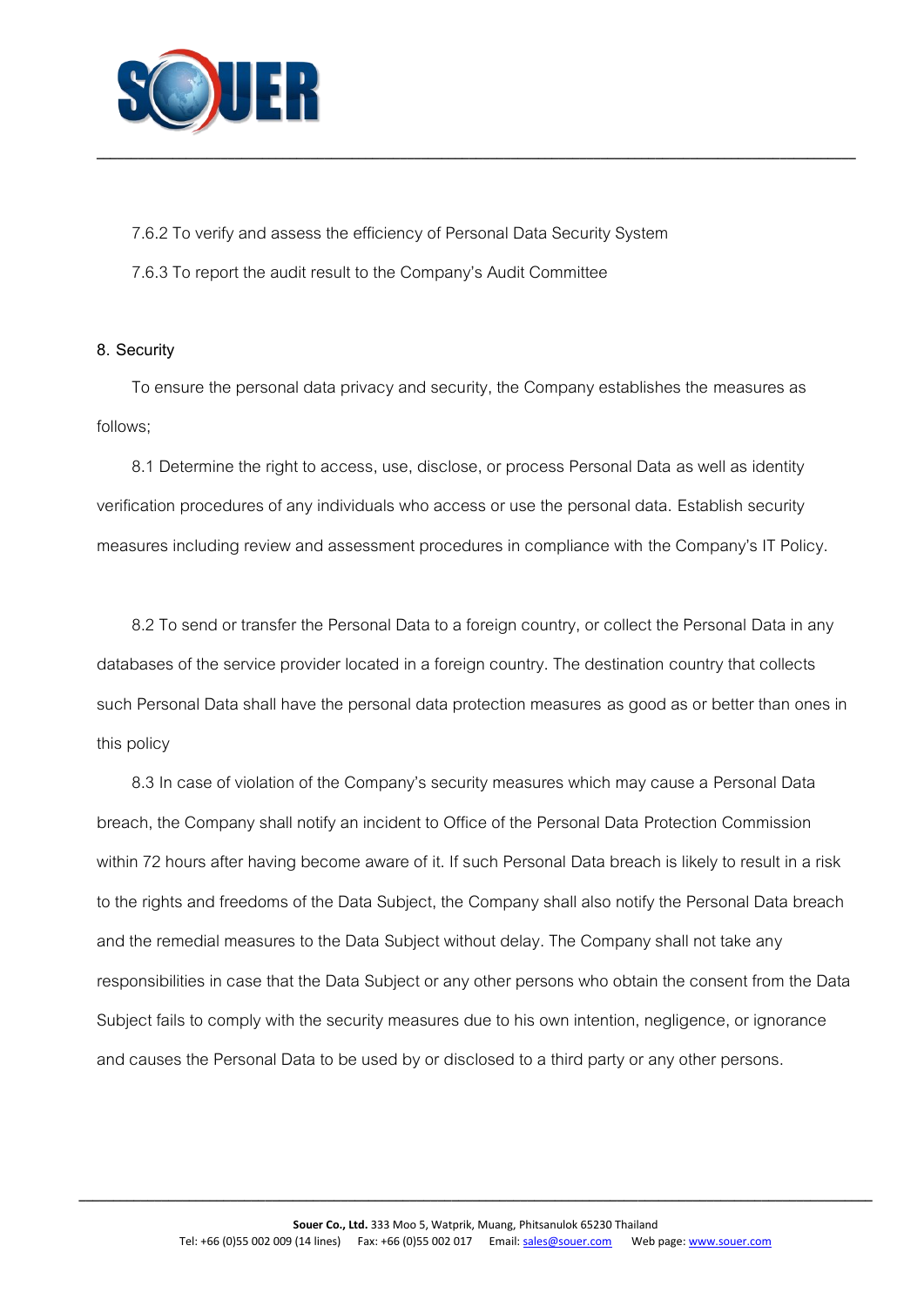7.6.2 To verify and assess the efficiency of Personal Data Security System

7.6.3 To report the audit result to the Company's Audit Committee

## 8. Security

To ensure the personal data privacy and security, the Company establishes the measures as follows;

8.1 Determine the right to access, use, disclose, or process Personal Data as well as identity verification procedures of any individuals who access or use the personal data. Establish security measures including review and assessment procedures in compliance with the Company's IT Policy.

8.2 To send or transfer the Personal Data to a foreign country, or collect the Personal Data in any databases of the service provider located in a foreign country. The destination country that collects such Personal Data shall have the personal data protection measures as good as or better than ones in this policy

8.3 In case of violation of the Company's security measures which may cause a Personal Data breach, the Company shall notify an incident to Office of the Personal Data Protection Commission within 72 hours after having become aware of it. If such Personal Data breach is likely to result in a risk to the rights and freedoms of the Data Subject, the Company shall also notify the Personal Data breach and the remedial measures to the Data Subject without delay. The Company shall not take any responsibilities in case that the Data Subject or any other persons who obtain the consent from the Data Subject fails to comply with the security measures due to his own intention, negligence, or ignorance and causes the Personal Data to be used by or disclosed to a third party or any other persons.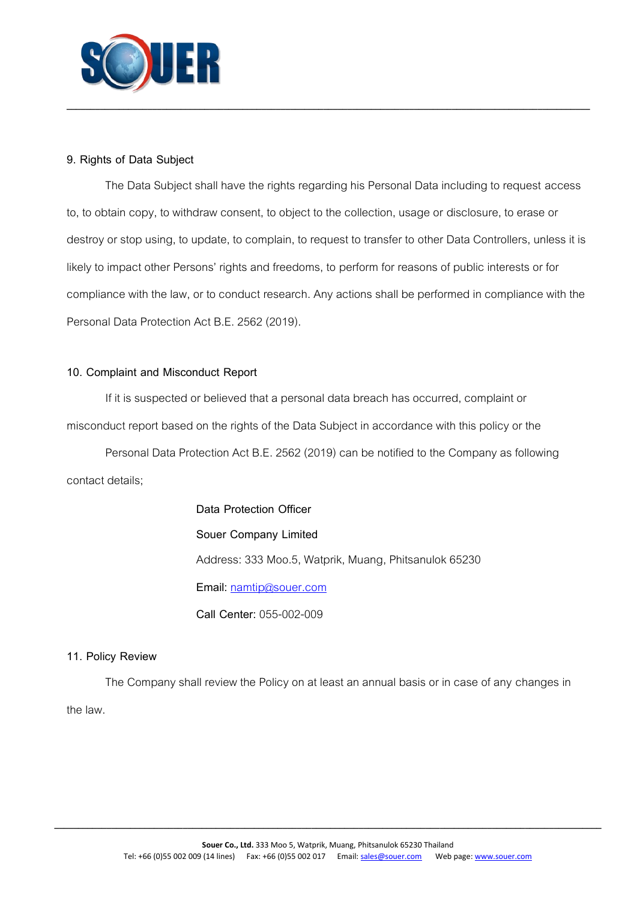## 9. Rights of Data Subject

The Data Subject shall have the rights regarding his Personal Data including to request access to, to obtain copy, to withdraw consent, to object to the collection, usage or disclosure, to erase or destroy or stop using, to update, to complain, to request to transfer to other Data Controllers, unless it is likely to impact other Persons' rights and freedoms, to perform for reasons of public interests or for compliance with the law, or to conduct research. Any actions shall be performed in compliance with the Personal Data Protection Act B.E. 2562 (2019).

## 10. Complaint and Misconduct Report

If it is suspected or believed that a personal data breach has occurred, complaint or misconduct report based on the rights of the Data Subject in accordance with this policy or the

Personal Data Protection Act B.E. 2562 (2019) can be notified to the Company as following contact details;

Data Protection Officer

Souer Company Limited

Address: 333 Moo.5, Watprik, Muang, Phitsanulok 65230

Email: namtip@souer.com

Call Center: 055-002-009

## 11. Policy Review

The Company shall review the Policy on at least an annual basis or in case of any changes in the law.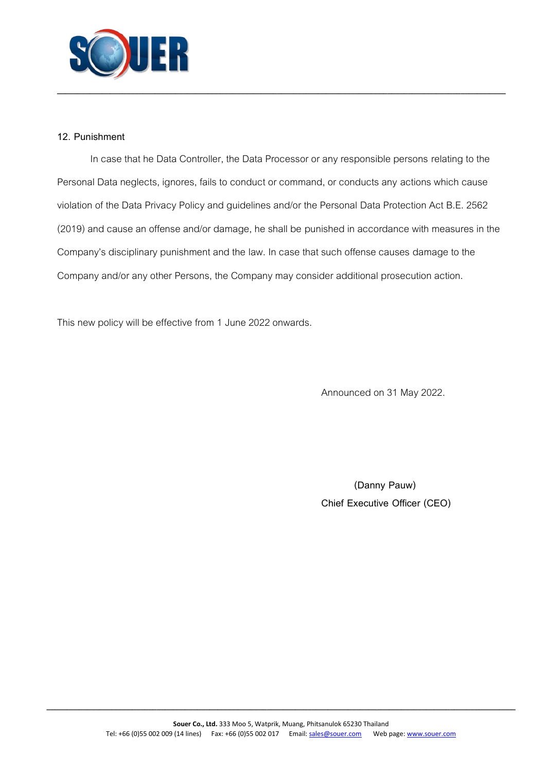## 12. Punishment

In case that he Data Controller, the Data Processor or any responsible persons relating to the Personal Data neglects, ignores, fails to conduct or command, or conducts any actions which cause violation of the Data Privacy Policy and guidelines and/or the Personal Data Protection Act B.E. 2562 (2019) and cause an offense and/or damage, he shall be punished in accordance with measures in the Company's disciplinary punishment and the law. In case that such offense causes damage to the Company and/or any other Persons, the Company may consider additional prosecution action.

This new policy will be effective from 1 June 2022 onwards.

Announced on 31 May 2022.

(Danny Pauw)
Chief Executive Officer (CEO)

**Souer Co., Ltd.** 333 Moo 5, Watprik, Muang, Phitsanulok 65230 Thailand
Tel: +66 (0)55 002 009 (14 lines) Fax: +66 (0)55 002 017 Email: sales@souer.com Web page: www.souer.com